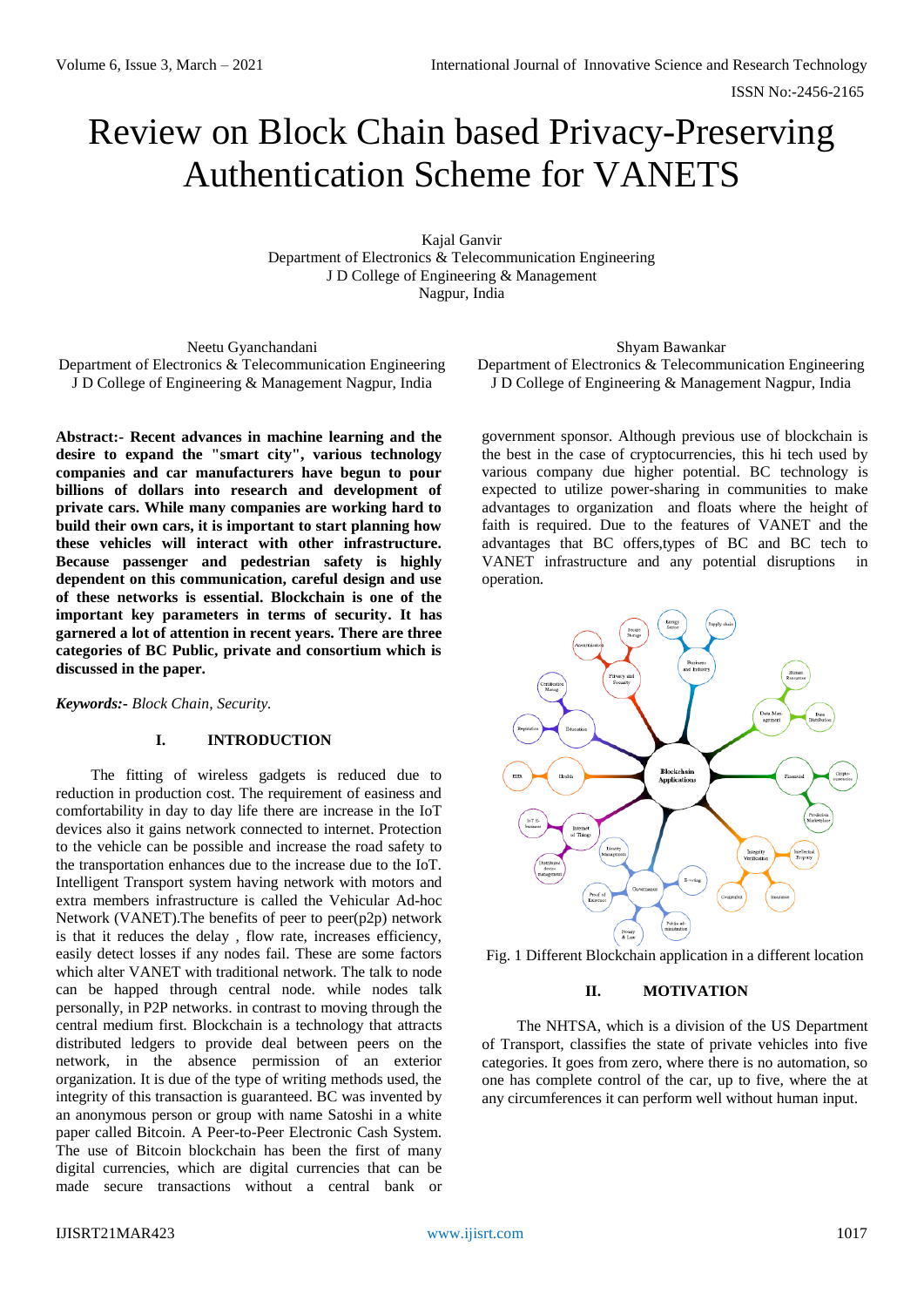# Review on Block Chain based Privacy-Preserving Authentication Scheme for VANETS

Kajal Ganvir
Department of Electronics & Telecommunication Engineering
J D College of Engineering & Management
Nagpur, India

Neetu Gyanchandani
Department of Electronics & Telecommunication Engineering
J D College of Engineering & Management Nagpur, India

Shyam Bawankar
Department of Electronics & Telecommunication Engineering
J D College of Engineering & Management Nagpur, India

**Abstract:- Recent advances in machine learning and the desire to expand the "smart city", various technology companies and car manufacturers have begun to pour billions of dollars into research and development of private cars. While many companies are working hard to build their own cars, it is important to start planning how these vehicles will interact with other infrastructure. Because passenger and pedestrian safety is highly dependent on this communication, careful design and use of these networks is essential. Blockchain is one of the important key parameters in terms of security. It has garnered a lot of attention in recent years. There are three categories of BC Public, private and consortium which is discussed in the paper.**

***Keywords:-*** *Block Chain, Security.*

## I. INTRODUCTION

The fitting of wireless gadgets is reduced due to reduction in production cost. The requirement of easiness and comfortability in day to day life there are increase in the IoT devices also it gains network connected to internet. Protection to the vehicle can be possible and increase the road safety to the transportation enhances due to the increase due to the IoT. Intelligent Transport system having network with motors and extra members infrastructure is called the Vehicular Ad-hoc Network (VANET).The benefits of peer to peer(p2p) network is that it reduces the delay , flow rate, increases efficiency, easily detect losses if any nodes fail. These are some factors which alter VANET with traditional network. The talk to node can be happed through central node. while nodes talk personally, in P2P networks. in contrast to moving through the central medium first. Blockchain is a technology that attracts distributed ledgers to provide deal between peers on the network, in the absence permission of an exterior organization. It is due of the type of writing methods used, the integrity of this transaction is guaranteed. BC was invented by an anonymous person or group with name Satoshi in a white paper called Bitcoin. A Peer-to-Peer Electronic Cash System. The use of Bitcoin blockchain has been the first of many digital currencies, which are digital currencies that can be made secure transactions without a central bank or government sponsor. Although previous use of blockchain is the best in the case of cryptocurrencies, this hi tech used by various company due higher potential. BC technology is expected to utilize power-sharing in communities to make advantages to organization and floats where the height of faith is required. Due to the features of VANET and the advantages that BC offers,types of BC and BC tech to VANET infrastructure and any potential disruptions in operation.

Fig. 1 Different Blockchain application in a different location

## II. MOTIVATION

The NHTSA, which is a division of the US Department of Transport, classifies the state of private vehicles into five categories. It goes from zero, where there is no automation, so one has complete control of the car, up to five, where the at any circumferences it can perform well without human input.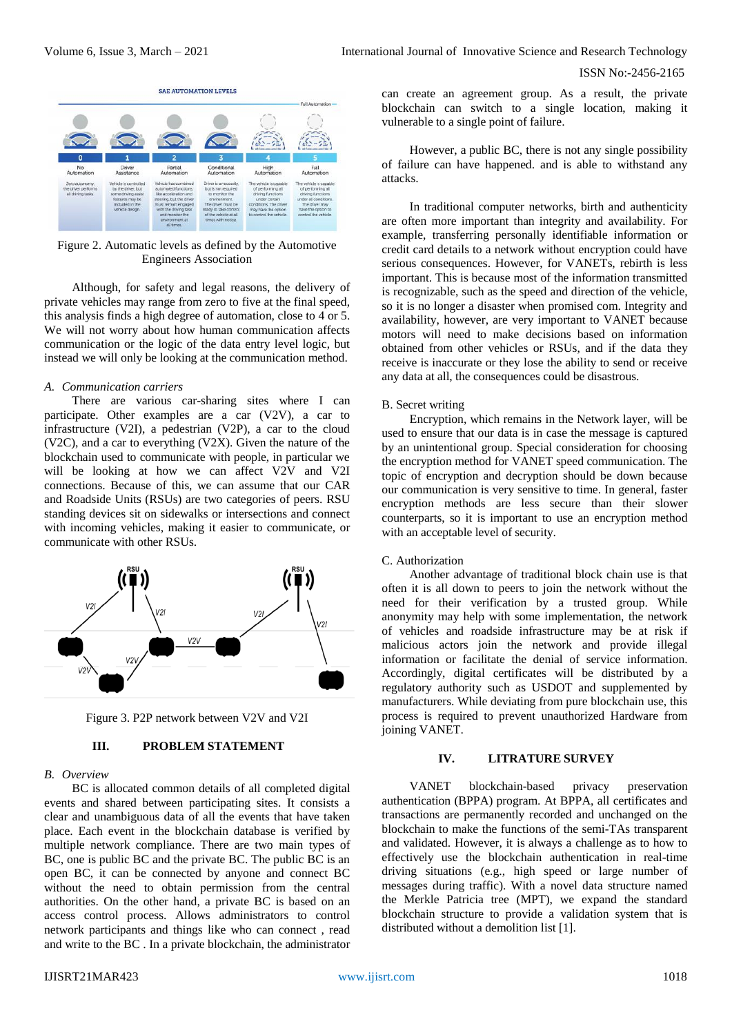Figure 2. Automatic levels as defined by the Automotive Engineers Association

Although, for safety and legal reasons, the delivery of private vehicles may range from zero to five at the final speed, this analysis finds a high degree of automation, close to 4 or 5. We will not worry about how human communication affects communication or the logic of the data entry level logic, but instead we will only be looking at the communication method.

### *A. Communication carriers*

There are various car-sharing sites where I can participate. Other examples are a car (V2V), a car to infrastructure (V2I), a pedestrian (V2P), a car to the cloud (V2C), and a car to everything (V2X). Given the nature of the blockchain used to communicate with people, in particular we will be looking at how we can affect V2V and V2I connections. Because of this, we can assume that our CAR and Roadside Units (RSUs) are two categories of peers. RSU standing devices sit on sidewalks or intersections and connect with incoming vehicles, making it easier to communicate, or communicate with other RSUs.

Figure 3. P2P network between V2V and V2I

## III. PROBLEM STATEMENT

### *B. Overview*

BC is allocated common details of all completed digital events and shared between participating sites. It consists a clear and unambiguous data of all the events that have taken place. Each event in the blockchain database is verified by multiple network compliance. There are two main types of BC, one is public BC and the private BC. The public BC is an open BC, it can be connected by anyone and connect BC without the need to obtain permission from the central authorities. On the other hand, a private BC is based on an access control process. Allows administrators to control network participants and things like who can connect , read and write to the BC . In a private blockchain, the administrator can create an agreement group. As a result, the private blockchain can switch to a single location, making it vulnerable to a single point of failure.

However, a public BC, there is not any single possibility of failure can have happened. and is able to withstand any attacks.

In traditional computer networks, birth and authenticity are often more important than integrity and availability. For example, transferring personally identifiable information or credit card details to a network without encryption could have serious consequences. However, for VANETs, rebirth is less important. This is because most of the information transmitted is recognizable, such as the speed and direction of the vehicle, so it is no longer a disaster when promised com. Integrity and availability, however, are very important to VANET because motors will need to make decisions based on information obtained from other vehicles or RSUs, and if the data they receive is inaccurate or they lose the ability to send or receive any data at all, the consequences could be disastrous.

### B. Secret writing

Encryption, which remains in the Network layer, will be used to ensure that our data is in case the message is captured by an unintentional group. Special consideration for choosing the encryption method for VANET speed communication. The topic of encryption and decryption should be down because our communication is very sensitive to time. In general, faster encryption methods are less secure than their slower counterparts, so it is important to use an encryption method with an acceptable level of security.

### C. Authorization

Another advantage of traditional block chain use is that often it is all down to peers to join the network without the need for their verification by a trusted group. While anonymity may help with some implementation, the network of vehicles and roadside infrastructure may be at risk if malicious actors join the network and provide illegal information or facilitate the denial of service information. Accordingly, digital certificates will be distributed by a regulatory authority such as USDOT and supplemented by manufacturers. While deviating from pure blockchain use, this process is required to prevent unauthorized Hardware from joining VANET.

## IV. LITRATURE SURVEY

VANET blockchain-based privacy preservation authentication (BPPA) program. At BPPA, all certificates and transactions are permanently recorded and unchanged on the blockchain to make the functions of the semi-TAs transparent and validated. However, it is always a challenge as to how to effectively use the blockchain authentication in real-time driving situations (e.g., high speed or large number of messages during traffic). With a novel data structure named the Merkle Patricia tree (MPT), we expand the standard blockchain structure to provide a validation system that is distributed without a demolition list [1].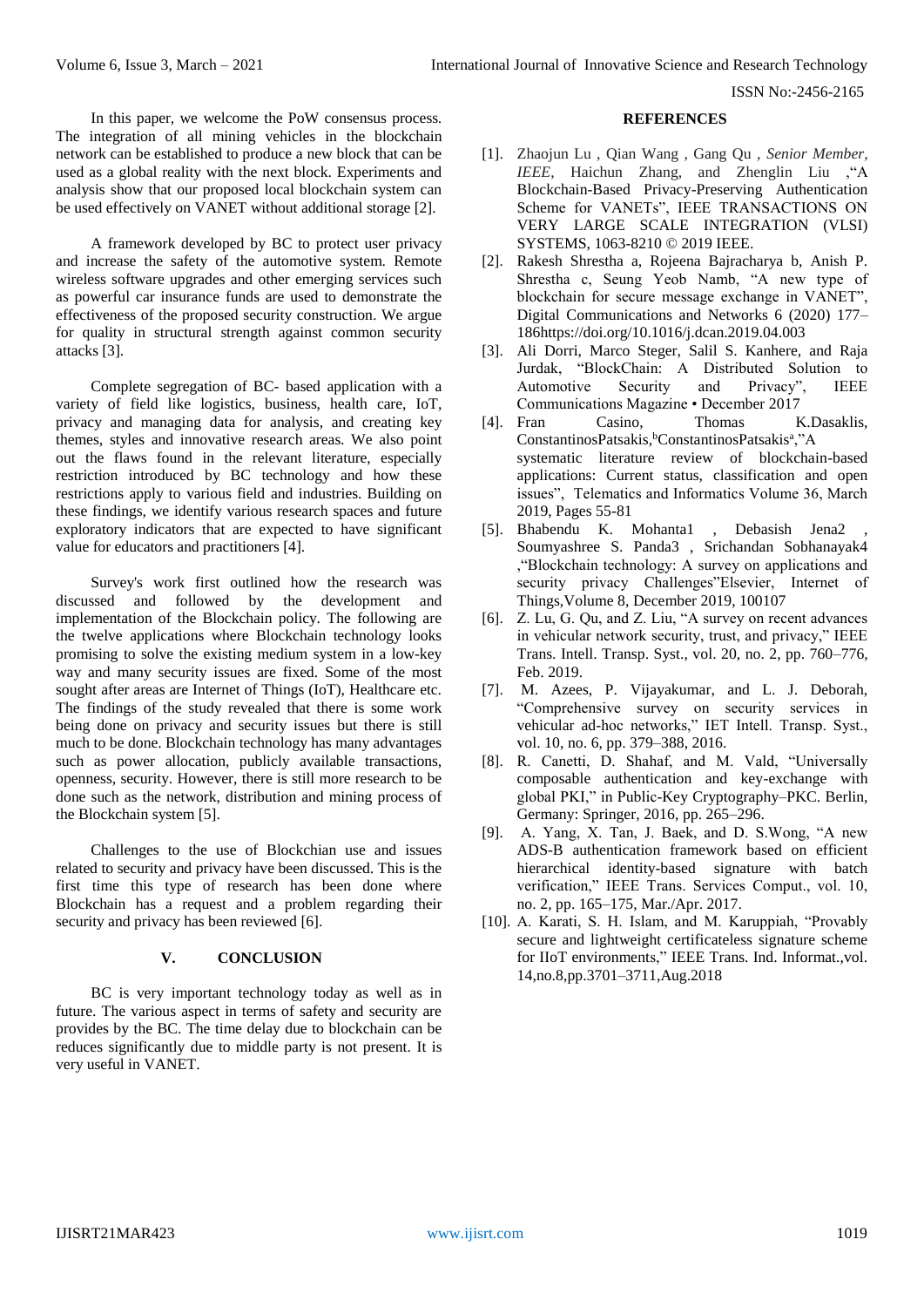In this paper, we welcome the PoW consensus process. The integration of all mining vehicles in the blockchain network can be established to produce a new block that can be used as a global reality with the next block. Experiments and analysis show that our proposed local blockchain system can be used effectively on VANET without additional storage [2].

A framework developed by BC to protect user privacy and increase the safety of the automotive system. Remote wireless software upgrades and other emerging services such as powerful car insurance funds are used to demonstrate the effectiveness of the proposed security construction. We argue for quality in structural strength against common security attacks [3].

Complete segregation of BC- based application with a variety of field like logistics, business, health care, IoT, privacy and managing data for analysis, and creating key themes, styles and innovative research areas. We also point out the flaws found in the relevant literature, especially restriction introduced by BC technology and how these restrictions apply to various field and industries. Building on these findings, we identify various research spaces and future exploratory indicators that are expected to have significant value for educators and practitioners [4].

Survey's work first outlined how the research was discussed and followed by the development and implementation of the Blockchain policy. The following are the twelve applications where Blockchain technology looks promising to solve the existing medium system in a low-key way and many security issues are fixed. Some of the most sought after areas are Internet of Things (IoT), Healthcare etc. The findings of the study revealed that there is some work being done on privacy and security issues but there is still much to be done. Blockchain technology has many advantages such as power allocation, publicly available transactions, openness, security. However, there is still more research to be done such as the network, distribution and mining process of the Blockchain system [5].

Challenges to the use of Blockchian use and issues related to security and privacy have been discussed. This is the first time this type of research has been done where Blockchain has a request and a problem regarding their security and privacy has been reviewed [6].

## V. CONCLUSION

BC is very important technology today as well as in future. The various aspect in terms of safety and security are provides by the BC. The time delay due to blockchain can be reduces significantly due to middle party is not present. It is very useful in VANET.

## REFERENCES

[1]. Zhaojun Lu , Qian Wang , Gang Qu , *Senior Member, IEEE*, Haichun Zhang, and Zhenglin Liu ,"A Blockchain-Based Privacy-Preserving Authentication Scheme for VANETs", IEEE TRANSACTIONS ON VERY LARGE SCALE INTEGRATION (VLSI) SYSTEMS, 1063-8210 © 2019 IEEE.

[2]. Rakesh Shrestha a, Rojeena Bajracharya b, Anish P. Shrestha c, Seung Yeob Namb, "A new type of blockchain for secure message exchange in VANET", Digital Communications and Networks 6 (2020) 177–186https://doi.org/10.1016/j.dcan.2019.04.003

[3]. Ali Dorri, Marco Steger, Salil S. Kanhere, and Raja Jurdak, "BlockChain: A Distributed Solution to Automotive Security and Privacy", IEEE Communications Magazine • December 2017

[4]. Fran Casino, Thomas K.Dasaklis, ConstantinosPatsakis,[b]ConstantinosPatsakis[a],"A systematic literature review of blockchain-based applications: Current status, classification and open issues", Telematics and Informatics Volume 36, March 2019, Pages 55-81

[5]. Bhabendu K. Mohanta1 , Debasish Jena2 , Soumyashree S. Panda3 , Srichandan Sobhanayak4 ,"Blockchain technology: A survey on applications and security privacy Challenges"Elsevier, Internet of Things,Volume 8, December 2019, 100107

[6]. Z. Lu, G. Qu, and Z. Liu, "A survey on recent advances in vehicular network security, trust, and privacy," IEEE Trans. Intell. Transp. Syst., vol. 20, no. 2, pp. 760–776, Feb. 2019.

[7]. M. Azees, P. Vijayakumar, and L. J. Deborah, "Comprehensive survey on security services in vehicular ad-hoc networks," IET Intell. Transp. Syst., vol. 10, no. 6, pp. 379–388, 2016.

[8]. R. Canetti, D. Shahaf, and M. Vald, "Universally composable authentication and key-exchange with global PKI," in Public-Key Cryptography–PKC. Berlin, Germany: Springer, 2016, pp. 265–296.

[9]. A. Yang, X. Tan, J. Baek, and D. S.Wong, "A new ADS-B authentication framework based on efficient hierarchical identity-based signature with batch verification," IEEE Trans. Services Comput., vol. 10, no. 2, pp. 165–175, Mar./Apr. 2017.

[10]. A. Karati, S. H. Islam, and M. Karuppiah, "Provably secure and lightweight certificateless signature scheme for IIoT environments," IEEE Trans. Ind. Informat.,vol. 14,no.8,pp.3701–3711,Aug.2018